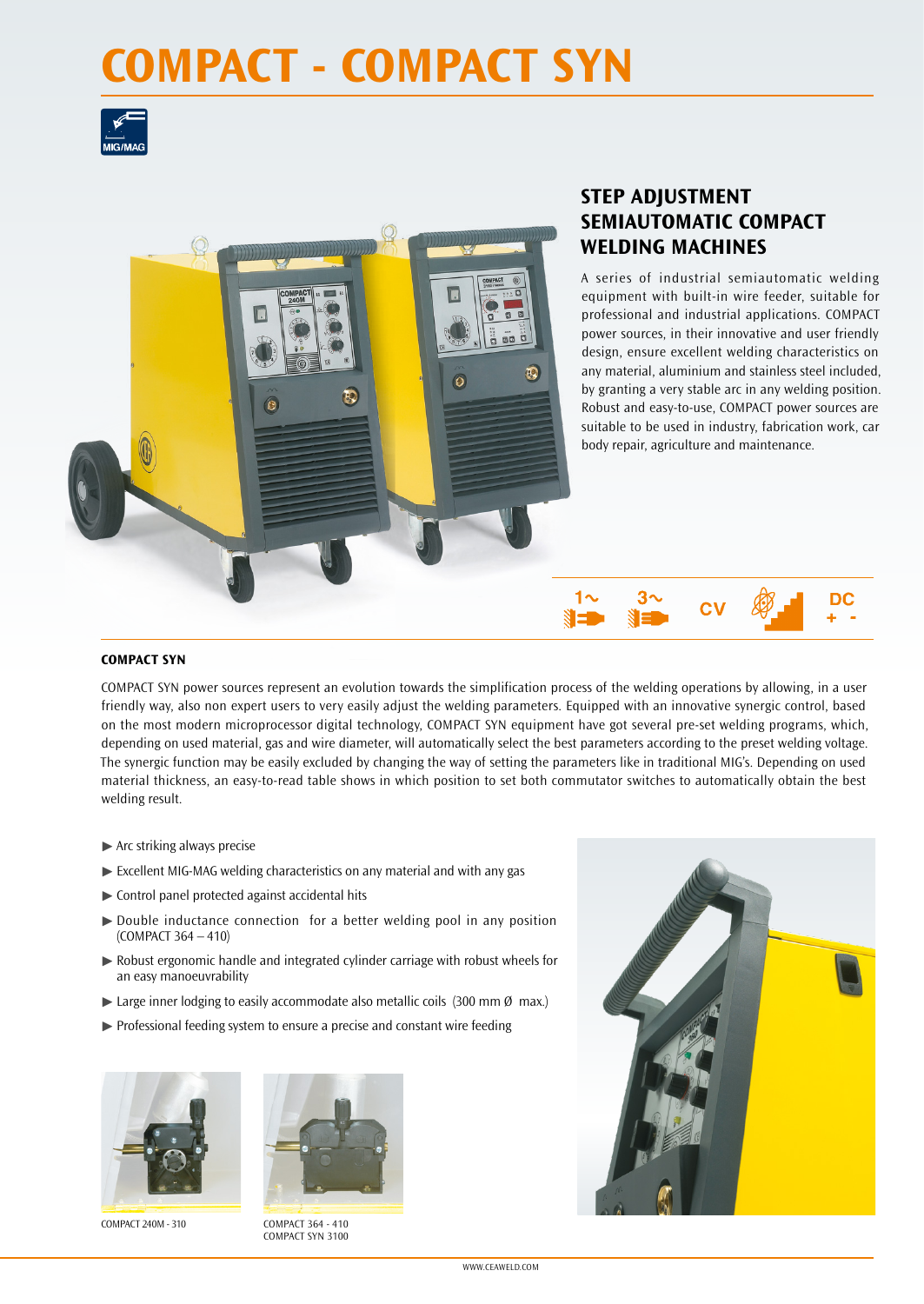# COMPACT - COMPACT SYN

MIG/MAG

## STEP ADJUSTMENT SEMIAUTOMATIC COMPACT WELDING MACHINES

A series of industrial semiautomatic welding equipment with built-in wire feeder, suitable for professional and industrial applications. COMPACT power sources, in their innovative and user friendly design, ensure excellent welding characteristics on any material, aluminium and stainless steel included, by granting a very stable arc in any welding position. Robust and easy-to-use, COMPACT power sources are suitable to be used in industry, fabrication work, car body repair, agriculture and maintenance.

1~ 3~ CV DC + -

### COMPACT SYN

COMPACT SYN power sources represent an evolution towards the simplification process of the welding operations by allowing, in a user friendly way, also non expert users to very easily adjust the welding parameters. Equipped with an innovative synergic control, based on the most modern microprocessor digital technology, COMPACT SYN equipment have got several pre-set welding programs, which, depending on used material, gas and wire diameter, will automatically select the best parameters according to the preset welding voltage. The synergic function may be easily excluded by changing the way of setting the parameters like in traditional MIG's. Depending on used material thickness, an easy-to-read table shows in which position to set both commutator switches to automatically obtain the best welding result.

- Arc striking always precise
- Excellent MIG-MAG welding characteristics on any material and with any gas
- Control panel protected against accidental hits
- Double inductance connection for a better welding pool in any position (COMPACT 364 – 410)
- Robust ergonomic handle and integrated cylinder carriage with robust wheels for an easy manoeuvrability
- Large inner lodging to easily accommodate also metallic coils (300 mm Ø max.)
- Professional feeding system to ensure a precise and constant wire feeding

COMPACT 240M - 310

COMPACT 364 - 410
COMPACT SYN 3100

WWW.CEAWELD.COM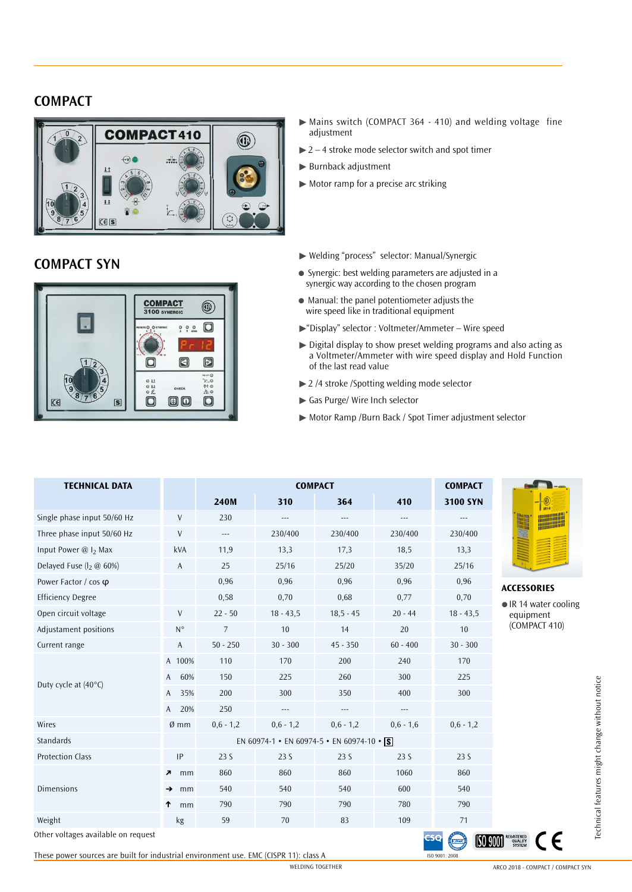## COMPACT

- ▶ Mains switch (COMPACT 364 - 410) and welding voltage fine adjustment
- ▶ 2 – 4 stroke mode selector switch and spot timer
- ▶ Burnback adjustment
- ▶ Motor ramp for a precise arc striking

## COMPACT SYN

- ▶ Welding “process” selector: Manual/Synergic
  - ● Synergic: best welding parameters are adjusted in a synergic way according to the chosen program
  - ● Manual: the panel potentiometer adjusts the wire speed like in traditional equipment
- ▶ “Display” selector : Voltmeter/Ammeter – Wire speed
- ▶ Digital display to show preset welding programs and also acting as a Voltmeter/Ammeter with wire speed display and Hold Function of the last read value
- ▶ 2 /4 stroke /Spotting welding mode selector
- ▶ Gas Purge/ Wire Inch selector
- ▶ Motor Ramp /Burn Back / Spot Timer adjustment selector

| TECHNICAL DATA | | COMPACT | | | | COMPACT |
|---|---|---|---|---|---|---|
| | | 240M | 310 | 364 | 410 | 3100 SYN |
| Single phase input 50/60 Hz | V | 230 | --- | --- | --- | --- |
| Three phase input 50/60 Hz | V | --- | 230/400 | 230/400 | 230/400 | 230/400 |
| Input Power @ $I_2$ Max | kVA | 11,9 | 13,3 | 17,3 | 18,5 | 13,3 |
| Delayed Fuse ($I_2$ @ 60%) | A | 25 | 25/16 | 25/20 | 35/20 | 25/16 |
| Power Factor / cos φ | | 0,96 | 0,96 | 0,96 | 0,96 | 0,96 |
| Efficiency Degree | | 0,58 | 0,70 | 0,68 | 0,77 | 0,70 |
| Open circuit voltage | V | 22 - 50 | 18 - 43,5 | 18,5 - 45 | 20 - 44 | 18 - 43,5 |
| Adjustament positions | N° | 7 | 10 | 14 | 20 | 10 |
| Current range | A | 50 - 250 | 30 - 300 | 45 - 350 | 60 - 400 | 30 - 300 |
| Duty cycle at (40°C) | A 100% | 110 | 170 | 200 | 240 | 170 |
| | A 60% | 150 | 225 | 260 | 300 | 225 |
| | A 35% | 200 | 300 | 350 | 400 | 300 |
| | A 20% | 250 | --- | --- | --- | |
| Wires | Ø mm | 0,6 - 1,2 | 0,6 - 1,2 | 0,6 - 1,2 | 0,6 - 1,6 | 0,6 - 1,2 |
| Standards | | EN 60974-1 • EN 60974-5 • EN 60974-10 • S | | | | |
| Protection Class | IP | 23 S | 23 S | 23 S | 23 S | 23 S |
| Dimensions | ↗ mm | 860 | 860 | 860 | 1060 | 860 |
| | → mm | 540 | 540 | 540 | 600 | 540 |
| | ↑ mm | 790 | 790 | 790 | 780 | 790 |
| Weight | kg | 59 | 70 | 83 | 109 | 71 |

Other voltages available on request

These power sources are built for industrial environment use. EMC (CISPR 11): class A

### ACCESSORIES

- ● IR 14 water cooling equipment (COMPACT 410)

Technical features might change without notice

ISO 9001: 2008